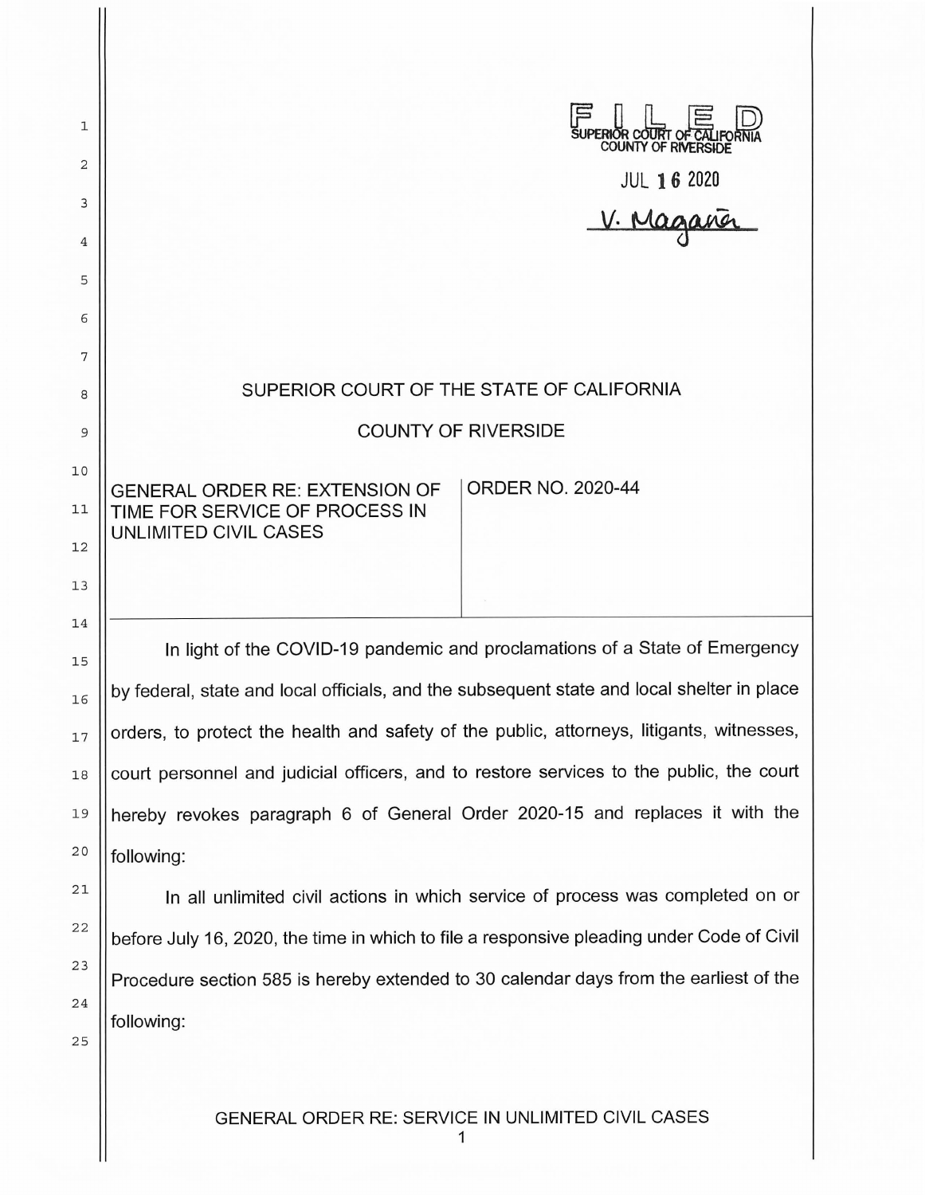FILED
SUPERIOR COURT OF CALIFORNIA
COUNTY OF RIVERSIDE

JUL 16 2020

V. Magaña

# SUPERIOR COURT OF THE STATE OF CALIFORNIA

# COUNTY OF RIVERSIDE

| GENERAL ORDER RE: EXTENSION OF TIME FOR SERVICE OF PROCESS IN UNLIMITED CIVIL CASES | ORDER NO. 2020-44 |
|---|---|

In light of the COVID-19 pandemic and proclamations of a State of Emergency by federal, state and local officials, and the subsequent state and local shelter in place orders, to protect the health and safety of the public, attorneys, litigants, witnesses, court personnel and judicial officers, and to restore services to the public, the court hereby revokes paragraph 6 of General Order 2020-15 and replaces it with the following:

In all unlimited civil actions in which service of process was completed on or before July 16, 2020, the time in which to file a responsive pleading under Code of Civil Procedure section 585 is hereby extended to 30 calendar days from the earliest of the following: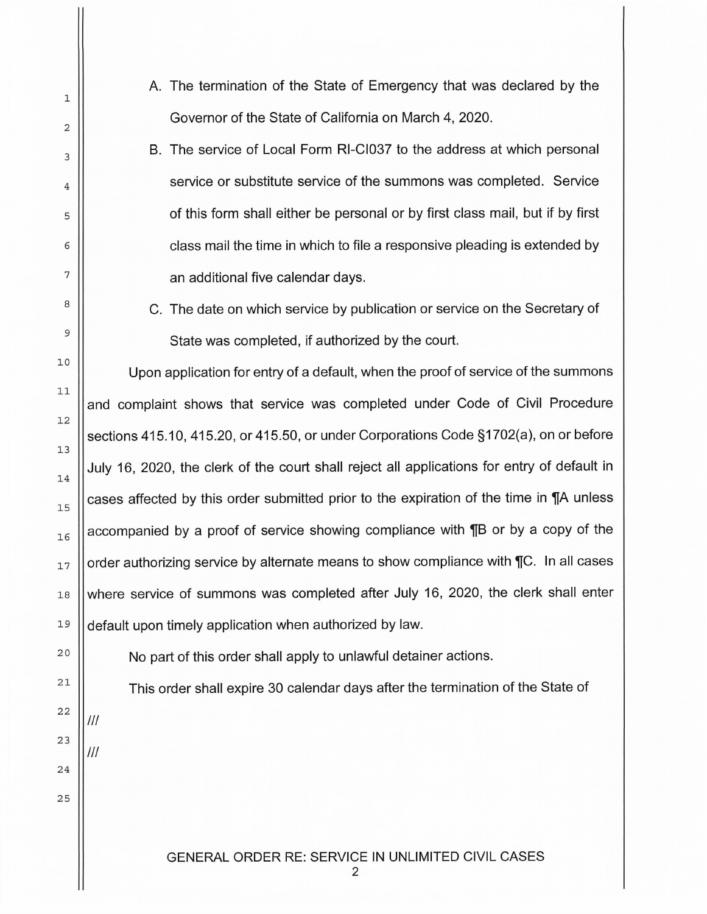A. The termination of the State of Emergency that was declared by the Governor of the State of California on March 4, 2020.

B. The service of Local Form RI-CI037 to the address at which personal service or substitute service of the summons was completed. Service of this form shall either be personal or by first class mail, but if by first class mail the time in which to file a responsive pleading is extended by an additional five calendar days.

C. The date on which service by publication or service on the Secretary of State was completed, if authorized by the court.

Upon application for entry of a default, when the proof of service of the summons and complaint shows that service was completed under Code of Civil Procedure sections 415.10, 415.20, or 415.50, or under Corporations Code §1702(a), on or before July 16, 2020, the clerk of the court shall reject all applications for entry of default in cases affected by this order submitted prior to the expiration of the time in ¶A unless accompanied by a proof of service showing compliance with ¶B or by a copy of the order authorizing service by alternate means to show compliance with ¶C. In all cases where service of summons was completed after July 16, 2020, the clerk shall enter default upon timely application when authorized by law.

No part of this order shall apply to unlawful detainer actions.

This order shall expire 30 calendar days after the termination of the State of

///

///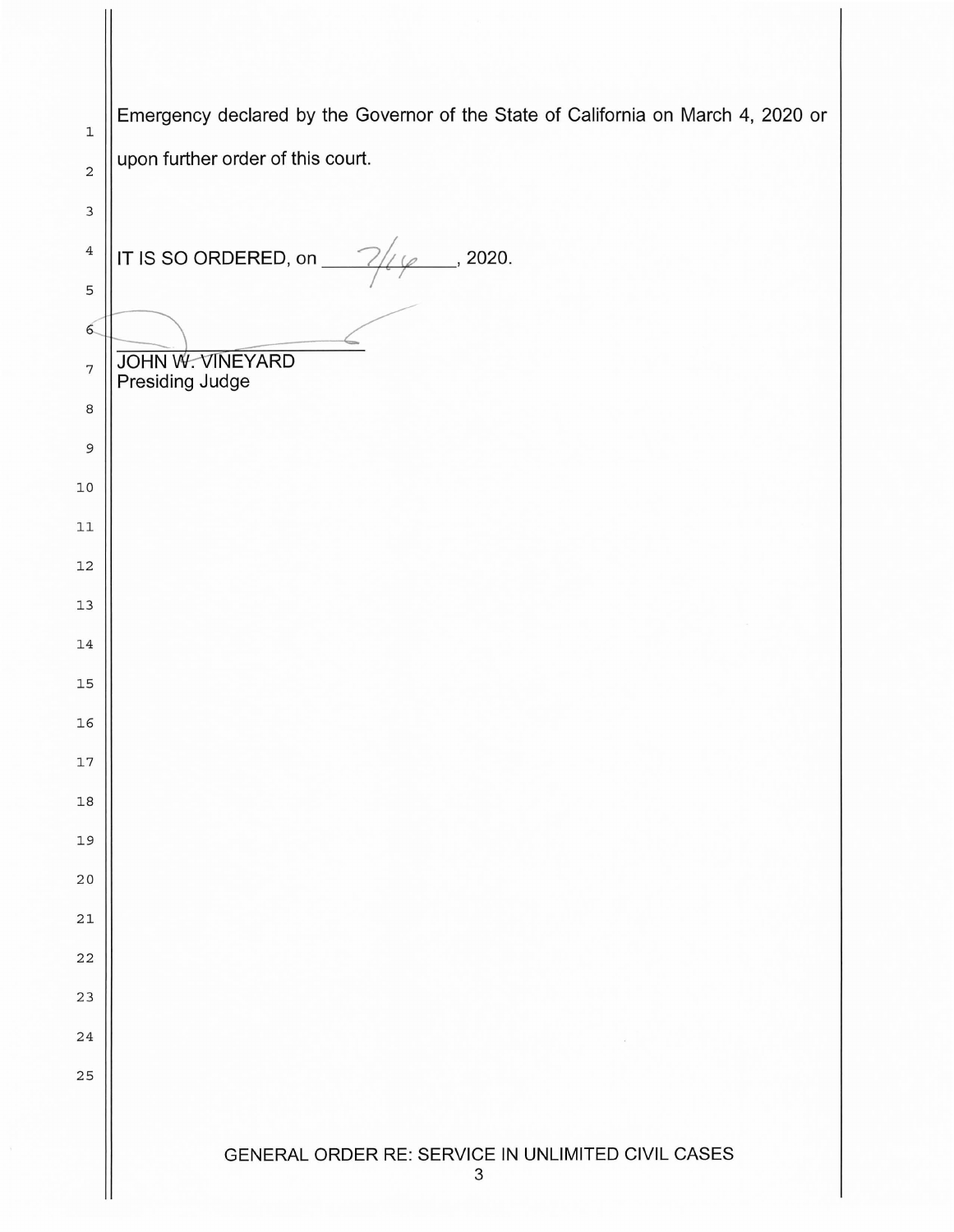Emergency declared by the Governor of the State of California on March 4, 2020 or upon further order of this court.

IT IS SO ORDERED, on 7/14, 2020.

JOHN W. VINEYARD
Presiding Judge

GENERAL ORDER RE: SERVICE IN UNLIMITED CIVIL CASES